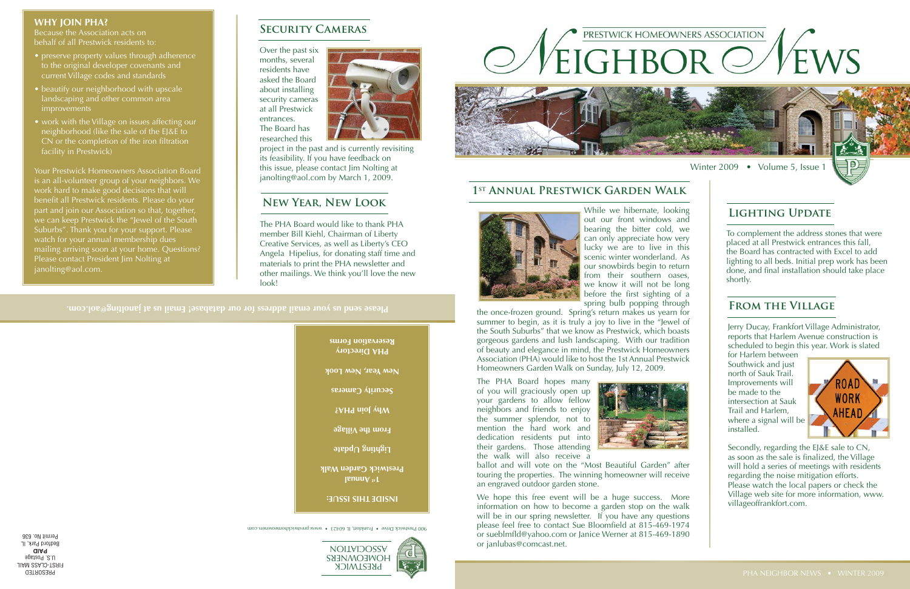# PRESTWICK HOMEOWNERS ASSOCIATION
# NEIGHBOR NEWS

Winter 2009 • Volume 5, Issue 1

## WHY JOIN PHA?

Because the Association acts on behalf of all Prestwick residents to:

- preserve property values through adherence to the original developer covenants and current Village codes and standards
- beautify our neighborhood with upscale landscaping and other common area improvements
- work with the Village on issues affecting our neighborhood (like the sale of the EJ&E to CN or the completion of the iron filtration facility in Prestwick)

Your Prestwick Homeowners Association Board is an all-volunteer group of your neighbors. We work hard to make good decisions that will benefit all Prestwick residents. Please do your part and join our Association so that, together, we can keep Prestwick the "Jewel of the South Suburbs". Thank you for your support. Please watch for your annual membership dues mailing arriving soon at your home. Questions? Please contact President Jim Nolting at janolting@aol.com.

## Security Cameras

Over the past six months, several residents have asked the Board about installing security cameras at all Prestwick entrances. The Board has researched this project in the past and is currently revisiting its feasibility. If you have feedback on this issue, please contact Jim Nolting at janolting@aol.com by March 1, 2009.

## New Year, New Look

The PHA Board would like to thank PHA member Bill Kiehl, Chairman of Liberty Creative Services, as well as Liberty's CEO Angela Hipelius, for donating staff time and materials to print the PHA newsletter and other mailings. We think you'll love the new look!

**Please send us your email address for our database! Email us at janolting@aol.com.**

**INSIDE THIS ISSUE:**

- 1st Annual Prestwick Garden Walk
- Lighting Update
- From the Village
- Why Join PHA?
- Security Cameras
- New Year, New Look
- PHA Directory
- Reservation Forms

PRESTWICK HOMEOWNERS ASSOCIATION

900 Prestwick Drive • Frankfort, IL 60423 • www.prestwickhomeowners.com

PRESORTED FIRST-CLASS MAIL U.S. Postage PAID Bedford Park, IL Permit No. 636

## 1st Annual Prestwick Garden Walk

While we hibernate, looking out our front windows and bearing the bitter cold, we can only appreciate how very lucky we are to live in this scenic winter wonderland. As our snowbirds begin to return from their southern oases, we know it will not be long before the first sighting of a spring bulb popping through the once-frozen ground. Spring's return makes us yearn for summer to begin, as it is truly a joy to live in the "Jewel of the South Suburbs" that we know as Prestwick, which boasts gorgeous gardens and lush landscaping. With our tradition of beauty and elegance in mind, the Prestwick Homeowners Association (PHA) would like to host the 1st Annual Prestwick Homeowners Garden Walk on Sunday, July 12, 2009.

The PHA Board hopes many of you will graciously open up your gardens to allow fellow neighbors and friends to enjoy the summer splendor, not to mention the hard work and dedication residents put into their gardens. Those attending the walk will also receive a ballot and will vote on the "Most Beautiful Garden" after touring the properties. The winning homeowner will receive an engraved outdoor garden stone.

We hope this free event will be a huge success. More information on how to become a garden stop on the walk will be in our spring newsletter. If you have any questions please feel free to contact Sue Bloomfield at 815-469-1974 or sueblmfld@yahoo.com or Janice Werner at 815-469-1890 or janlubas@comcast.net.

## Lighting Update

To complement the address stones that were placed at all Prestwick entrances this fall, the Board has contracted with Excel to add lighting to all beds. Initial prep work has been done, and final installation should take place shortly.

## From the Village

Jerry Ducay, Frankfort Village Administrator, reports that Harlem Avenue construction is scheduled to begin this year. Work is slated for Harlem between Southwick and just north of Sauk Trail. Improvements will be made to the intersection at Sauk Trail and Harlem, where a signal will be installed.

Secondly, regarding the EJ&E sale to CN, as soon as the sale is finalized, the Village will hold a series of meetings with residents regarding the noise mitigation efforts. Please watch the local papers or check the Village web site for more information, www.villageoffrankfort.com.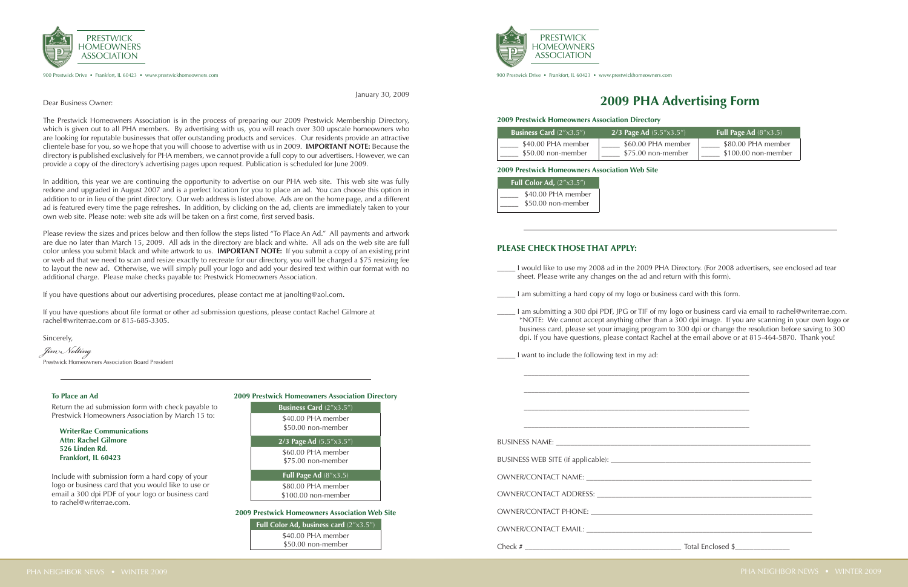PRESTWICK HOMEOWNERS ASSOCIATION

900 Prestwick Drive • Frankfort, IL 60423 • www.prestwickhomeowners.com

January 30, 2009

Dear Business Owner:

The Prestwick Homeowners Association is in the process of preparing our 2009 Prestwick Membership Directory, which is given out to all PHA members. By advertising with us, you will reach over 300 upscale homeowners who are looking for reputable businesses that offer outstanding products and services. Our residents provide an attractive clientele base for you, so we hope that you will choose to advertise with us in 2009. **IMPORTANT NOTE:** Because the directory is published exclusively for PHA members, we cannot provide a full copy to our advertisers. However, we can provide a copy of the directory's advertising pages upon request. Publication is scheduled for June 2009.

In addition, this year we are continuing the opportunity to advertise on our PHA web site. This web site was fully redone and upgraded in August 2007 and is a perfect location for you to place an ad. You can choose this option in addition to or in lieu of the print directory. Our web address is listed above. Ads are on the home page, and a different ad is featured every time the page refreshes. In addition, by clicking on the ad, clients are immediately taken to your own web site. Please note: web site ads will be taken on a first come, first served basis.

Please review the sizes and prices below and then follow the steps listed "To Place An Ad." All payments and artwork are due no later than March 15, 2009. All ads in the directory are black and white. All ads on the web site are full color unless you submit black and white artwork to us. **IMPORTANT NOTE:** If you submit a copy of an existing print or web ad that we need to scan and resize exactly to recreate for our directory, you will be charged a $75 resizing fee to layout the new ad. Otherwise, we will simply pull your logo and add your desired text within our format with no additional charge. Please make checks payable to: Prestwick Homeowners Association.

If you have questions about our advertising procedures, please contact me at janolting@aol.com.

If you have questions about file format or other ad submission questions, please contact Rachel Gilmore at rachel@writerrae.com or 815-685-3305.

Sincerely,

*Jim Nolting*

Prestwick Homeowners Association Board President

### To Place an Ad

Return the ad submission form with check payable to Prestwick Homeowners Association by March 15 to:

**WriterRae Communications**
**Attn: Rachel Gilmore**
**526 Linden Rd.**
**Frankfort, IL 60423**

Include with submission form a hard copy of your logo or business card that you would like to use or email a 300 dpi PDF of your logo or business card to rachel@writerrae.com.

### 2009 Prestwick Homeowners Association Directory

| Business Card (2″x3.5″) |
|---|
| $40.00 PHA member<br>$50.00 non-member |
| **2/3 Page Ad** (5.5″x3.5″) |
| $60.00 PHA member<br>$75.00 non-member |
| **Full Page Ad** (8″x3.5) |
| $80.00 PHA member<br>$100.00 non-member |

### 2009 Prestwick Homeowners Association Web Site

| Full Color Ad, business card (2″x3.5″) |
|---|
| $40.00 PHA member<br>$50.00 non-member |

PRESTWICK HOMEOWNERS ASSOCIATION

900 Prestwick Drive • Frankfort, IL 60423 • www.prestwickhomeowners.com

# 2009 PHA Advertising Form

### 2009 Prestwick Homeowners Association Directory

| Business Card (2″x3.5″) | 2/3 Page Ad (5.5″x3.5″) | Full Page Ad (8″x3.5) |
|---|---|---|
| _____ $40.00 PHA member<br>_____ $50.00 non-member | _____ $60.00 PHA member<br>_____ $75.00 non-member | _____ $80.00 PHA member<br>_____ $100.00 non-member |

### 2009 Prestwick Homeowners Association Web Site

| Full Color Ad, (2″x3.5″) |
|---|
| _____ $40.00 PHA member<br>_____ $50.00 non-member |

## PLEASE CHECK THOSE THAT APPLY:

_____ I would like to use my 2008 ad in the 2009 PHA Directory. (For 2008 advertisers, see enclosed ad tear sheet. Please write any changes on the ad and return with this form).

_____ I am submitting a hard copy of my logo or business card with this form.

_____ I am submitting a 300 dpi PDF, JPG or TIF of my logo or business card via email to rachel@writerrae.com. *NOTE: We cannot accept anything other than a 300 dpi image. If you are scanning in your own logo or business card, please set your imaging program to 300 dpi or change the resolution before saving to 300 dpi. If you have questions, please contact Rachel at the email above or at 815-464-5870. Thank you!

_____ I want to include the following text in my ad:

____________________________________________

____________________________________________

____________________________________________

____________________________________________

BUSINESS NAME: ____________________________________________

BUSINESS WEB SITE (if applicable): ____________________________________________

OWNER/CONTACT NAME: ____________________________________________

OWNER/CONTACT ADDRESS: ____________________________________________

OWNER/CONTACT PHONE: ____________________________________________

OWNER/CONTACT EMAIL: ____________________________________________

Check # ______________________________ Total Enclosed $______________